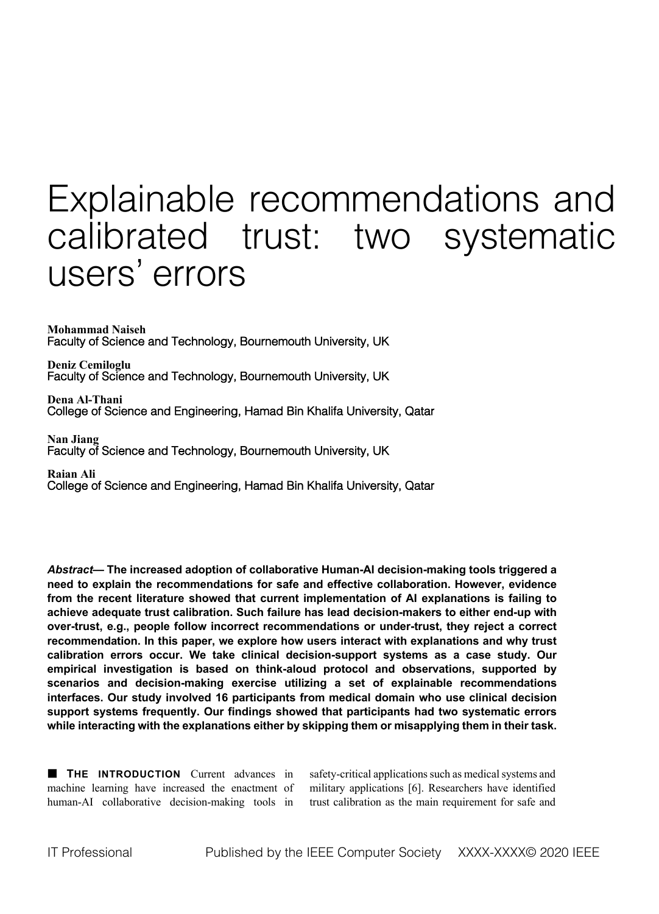# Explainable recommendations and calibrated trust: two systematic users' errors

**Mohammad Naiseh**
Faculty of Science and Technology, Bournemouth University, UK

**Deniz Cemiloglu**
Faculty of Science and Technology, Bournemouth University, UK

**Dena Al-Thani**
College of Science and Engineering, Hamad Bin Khalifa University, Qatar

**Nan Jiang**
Faculty of Science and Technology, Bournemouth University, UK

**Raian Ali**
College of Science and Engineering, Hamad Bin Khalifa University, Qatar

***Abstract*— The increased adoption of collaborative Human-AI decision-making tools triggered a need to explain the recommendations for safe and effective collaboration. However, evidence from the recent literature showed that current implementation of AI explanations is failing to achieve adequate trust calibration. Such failure has lead decision-makers to either end-up with over-trust, e.g., people follow incorrect recommendations or under-trust, they reject a correct recommendation. In this paper, we explore how users interact with explanations and why trust calibration errors occur. We take clinical decision-support systems as a case study. Our empirical investigation is based on think-aloud protocol and observations, supported by scenarios and decision-making exercise utilizing a set of explainable recommendations interfaces. Our study involved 16 participants from medical domain who use clinical decision support systems frequently. Our findings showed that participants had two systematic errors while interacting with the explanations either by skipping them or misapplying them in their task.**

**THE INTRODUCTION** Current advances in machine learning have increased the enactment of human-AI collaborative decision-making tools in safety-critical applications such as medical systems and military applications [6]. Researchers have identified trust calibration as the main requirement for safe and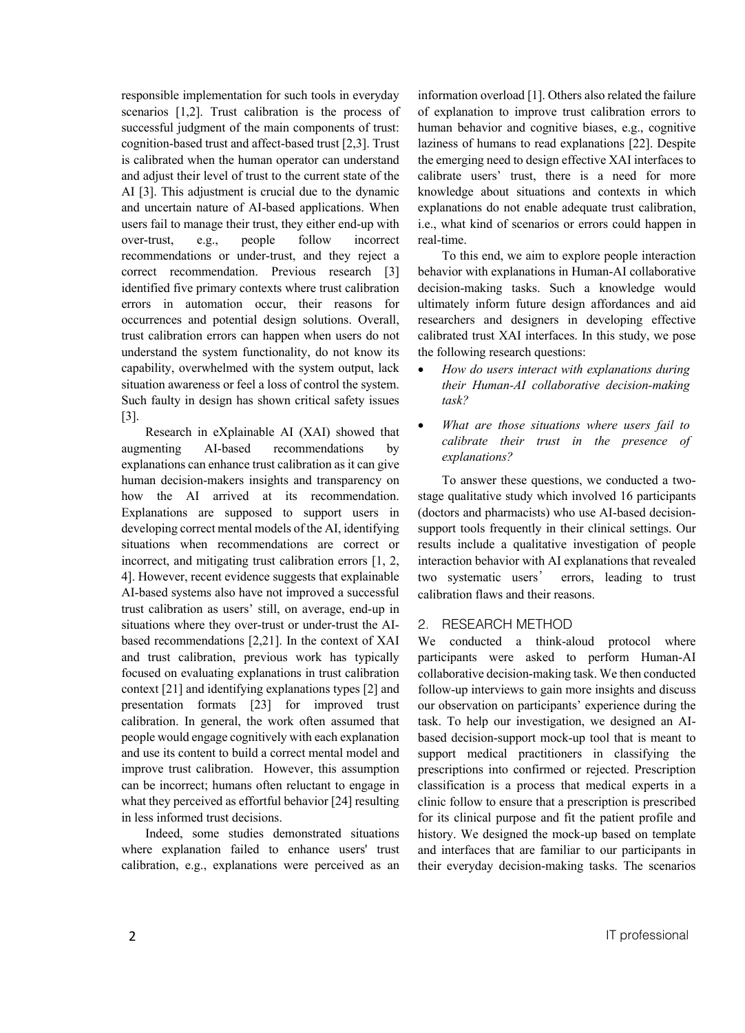responsible implementation for such tools in everyday scenarios [1,2]. Trust calibration is the process of successful judgment of the main components of trust: cognition-based trust and affect-based trust [2,3]. Trust is calibrated when the human operator can understand and adjust their level of trust to the current state of the AI [3]. This adjustment is crucial due to the dynamic and uncertain nature of AI-based applications. When users fail to manage their trust, they either end-up with over-trust, e.g., people follow incorrect recommendations or under-trust, and they reject a correct recommendation. Previous research [3] identified five primary contexts where trust calibration errors in automation occur, their reasons for occurrences and potential design solutions. Overall, trust calibration errors can happen when users do not understand the system functionality, do not know its capability, overwhelmed with the system output, lack situation awareness or feel a loss of control the system. Such faulty in design has shown critical safety issues [3].

Research in eXplainable AI (XAI) showed that augmenting AI-based recommendations by explanations can enhance trust calibration as it can give human decision-makers insights and transparency on how the AI arrived at its recommendation. Explanations are supposed to support users in developing correct mental models of the AI, identifying situations when recommendations are correct or incorrect, and mitigating trust calibration errors [1, 2, 4]. However, recent evidence suggests that explainable AI-based systems also have not improved a successful trust calibration as users' still, on average, end-up in situations where they over-trust or under-trust the AI-based recommendations [2,21]. In the context of XAI and trust calibration, previous work has typically focused on evaluating explanations in trust calibration context [21] and identifying explanations types [2] and presentation formats [23] for improved trust calibration. In general, the work often assumed that people would engage cognitively with each explanation and use its content to build a correct mental model and improve trust calibration. However, this assumption can be incorrect; humans often reluctant to engage in what they perceived as effortful behavior [24] resulting in less informed trust decisions.

Indeed, some studies demonstrated situations where explanation failed to enhance users' trust calibration, e.g., explanations were perceived as an information overload [1]. Others also related the failure of explanation to improve trust calibration errors to human behavior and cognitive biases, e.g., cognitive laziness of humans to read explanations [22]. Despite the emerging need to design effective XAI interfaces to calibrate users' trust, there is a need for more knowledge about situations and contexts in which explanations do not enable adequate trust calibration, i.e., what kind of scenarios or errors could happen in real-time.

To this end, we aim to explore people interaction behavior with explanations in Human-AI collaborative decision-making tasks. Such a knowledge would ultimately inform future design affordances and aid researchers and designers in developing effective calibrated trust XAI interfaces. In this study, we pose the following research questions:

- *How do users interact with explanations during their Human-AI collaborative decision-making task?*
- *What are those situations where users fail to calibrate their trust in the presence of explanations?*

To answer these questions, we conducted a two-stage qualitative study which involved 16 participants (doctors and pharmacists) who use AI-based decision-support tools frequently in their clinical settings. Our results include a qualitative investigation of people interaction behavior with AI explanations that revealed two systematic users' errors, leading to trust calibration flaws and their reasons.

## 2. RESEARCH METHOD

We conducted a think-aloud protocol where participants were asked to perform Human-AI collaborative decision-making task. We then conducted follow-up interviews to gain more insights and discuss our observation on participants' experience during the task. To help our investigation, we designed an AI-based decision-support mock-up tool that is meant to support medical practitioners in classifying the prescriptions into confirmed or rejected. Prescription classification is a process that medical experts in a clinic follow to ensure that a prescription is prescribed for its clinical purpose and fit the patient profile and history. We designed the mock-up based on template and interfaces that are familiar to our participants in their everyday decision-making tasks. The scenarios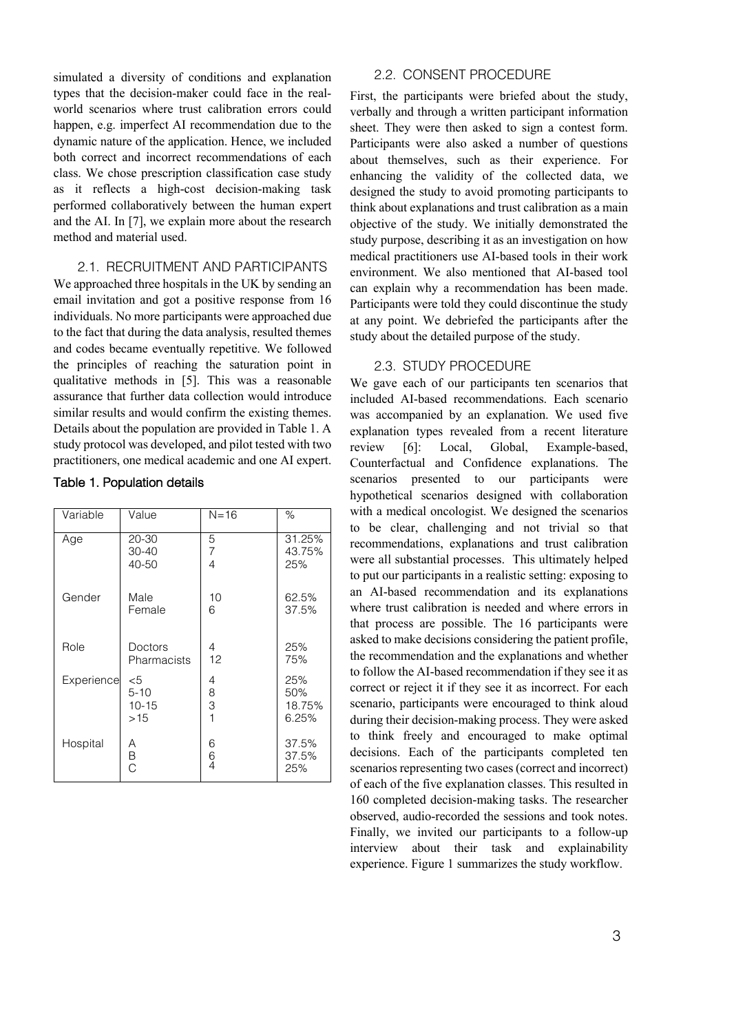simulated a diversity of conditions and explanation types that the decision-maker could face in the real-world scenarios where trust calibration errors could happen, e.g. imperfect AI recommendation due to the dynamic nature of the application. Hence, we included both correct and incorrect recommendations of each class. We chose prescription classification case study as it reflects a high-cost decision-making task performed collaboratively between the human expert and the AI. In [7], we explain more about the research method and material used.

### 2.1. RECRUITMENT AND PARTICIPANTS

We approached three hospitals in the UK by sending an email invitation and got a positive response from 16 individuals. No more participants were approached due to the fact that during the data analysis, resulted themes and codes became eventually repetitive. We followed the principles of reaching the saturation point in qualitative methods in [5]. This was a reasonable assurance that further data collection would introduce similar results and would confirm the existing themes. Details about the population are provided in Table 1. A study protocol was developed, and pilot tested with two practitioners, one medical academic and one AI expert.

**Table 1. Population details**

| Variable | Value | N=16 | % |
| --- | --- | --- | --- |
| Age | 20-30<br>30-40<br>40-50 | 5<br>7<br>4 | 31.25%<br>43.75%<br>25% |
| Gender | Male<br>Female | 10<br>6 | 62.5%<br>37.5% |
| Role | Doctors<br>Pharmacists | 4<br>12 | 25%<br>75% |
| Experience | <5<br>5-10<br>10-15<br>>15 | 4<br>8<br>3<br>1 | 25%<br>50%<br>18.75%<br>6.25% |
| Hospital | A<br>B<br>C | 6<br>6<br>4 | 37.5%<br>37.5%<br>25% |

### 2.2. CONSENT PROCEDURE

First, the participants were briefed about the study, verbally and through a written participant information sheet. They were then asked to sign a contest form. Participants were also asked a number of questions about themselves, such as their experience. For enhancing the validity of the collected data, we designed the study to avoid promoting participants to think about explanations and trust calibration as a main objective of the study. We initially demonstrated the study purpose, describing it as an investigation on how medical practitioners use AI-based tools in their work environment. We also mentioned that AI-based tool can explain why a recommendation has been made. Participants were told they could discontinue the study at any point. We debriefed the participants after the study about the detailed purpose of the study.

### 2.3. STUDY PROCEDURE

We gave each of our participants ten scenarios that included AI-based recommendations. Each scenario was accompanied by an explanation. We used five explanation types revealed from a recent literature review [6]: Local, Global, Example-based, Counterfactual and Confidence explanations. The scenarios presented to our participants were hypothetical scenarios designed with collaboration with a medical oncologist. We designed the scenarios to be clear, challenging and not trivial so that recommendations, explanations and trust calibration were all substantial processes. This ultimately helped to put our participants in a realistic setting: exposing to an AI-based recommendation and its explanations where trust calibration is needed and where errors in that process are possible. The 16 participants were asked to make decisions considering the patient profile, the recommendation and the explanations and whether to follow the AI-based recommendation if they see it as correct or reject it if they see it as incorrect. For each scenario, participants were encouraged to think aloud during their decision-making process. They were asked to think freely and encouraged to make optimal decisions. Each of the participants completed ten scenarios representing two cases (correct and incorrect) of each of the five explanation classes. This resulted in 160 completed decision-making tasks. The researcher observed, audio-recorded the sessions and took notes. Finally, we invited our participants to a follow-up interview about their task and explainability experience. Figure 1 summarizes the study workflow.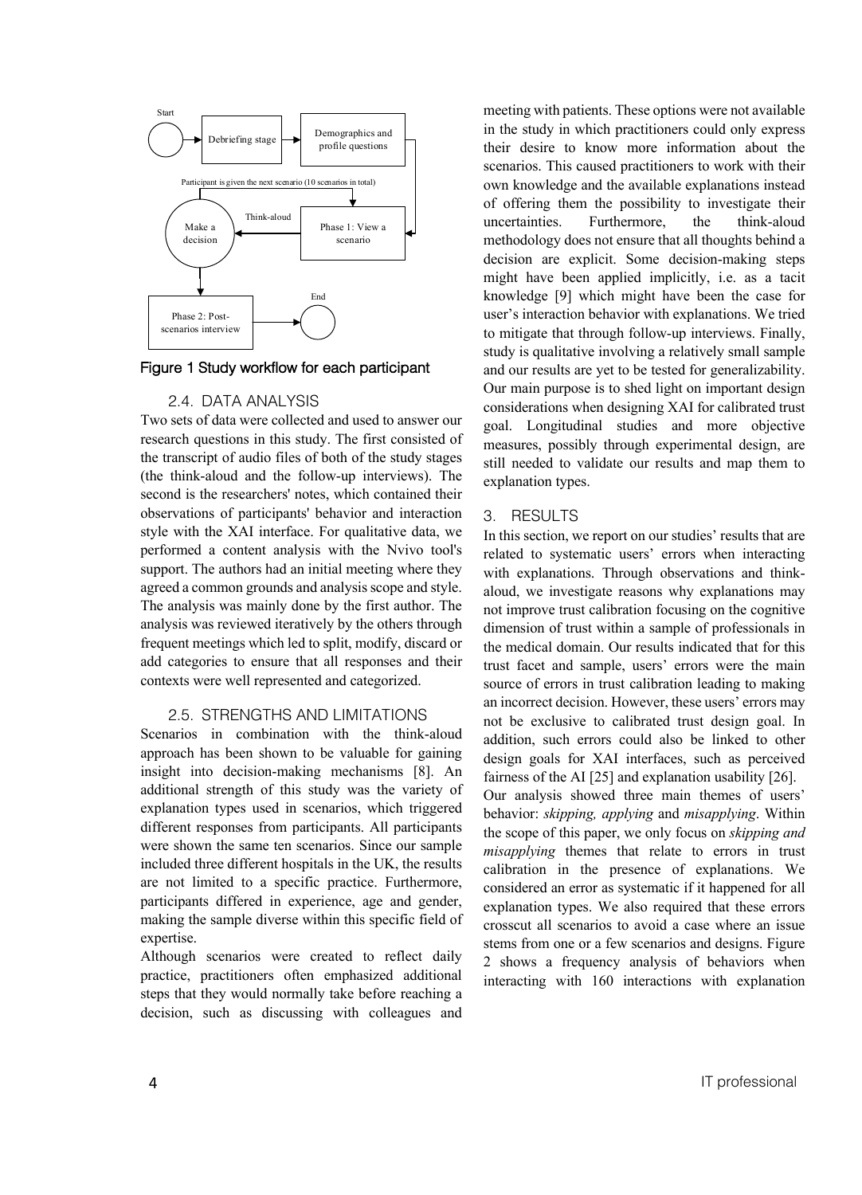Figure 1 Study workflow for each participant

### 2.4. DATA ANALYSIS

Two sets of data were collected and used to answer our research questions in this study. The first consisted of the transcript of audio files of both of the study stages (the think-aloud and the follow-up interviews). The second is the researchers' notes, which contained their observations of participants' behavior and interaction style with the XAI interface. For qualitative data, we performed a content analysis with the Nvivo tool's support. The authors had an initial meeting where they agreed a common grounds and analysis scope and style. The analysis was mainly done by the first author. The analysis was reviewed iteratively by the others through frequent meetings which led to split, modify, discard or add categories to ensure that all responses and their contexts were well represented and categorized.

### 2.5. STRENGTHS AND LIMITATIONS

Scenarios in combination with the think-aloud approach has been shown to be valuable for gaining insight into decision-making mechanisms [8]. An additional strength of this study was the variety of explanation types used in scenarios, which triggered different responses from participants. All participants were shown the same ten scenarios. Since our sample included three different hospitals in the UK, the results are not limited to a specific practice. Furthermore, participants differed in experience, age and gender, making the sample diverse within this specific field of expertise.

Although scenarios were created to reflect daily practice, practitioners often emphasized additional steps that they would normally take before reaching a decision, such as discussing with colleagues and meeting with patients. These options were not available in the study in which practitioners could only express their desire to know more information about the scenarios. This caused practitioners to work with their own knowledge and the available explanations instead of offering them the possibility to investigate their uncertainties. Furthermore, the think-aloud methodology does not ensure that all thoughts behind a decision are explicit. Some decision-making steps might have been applied implicitly, i.e. as a tacit knowledge [9] which might have been the case for user's interaction behavior with explanations. We tried to mitigate that through follow-up interviews. Finally, study is qualitative involving a relatively small sample and our results are yet to be tested for generalizability. Our main purpose is to shed light on important design considerations when designing XAI for calibrated trust goal. Longitudinal studies and more objective measures, possibly through experimental design, are still needed to validate our results and map them to explanation types.

## 3. RESULTS

In this section, we report on our studies' results that are related to systematic users' errors when interacting with explanations. Through observations and think-aloud, we investigate reasons why explanations may not improve trust calibration focusing on the cognitive dimension of trust within a sample of professionals in the medical domain. Our results indicated that for this trust facet and sample, users' errors were the main source of errors in trust calibration leading to making an incorrect decision. However, these users' errors may not be exclusive to calibrated trust design goal. In addition, such errors could also be linked to other design goals for XAI interfaces, such as perceived fairness of the AI [25] and explanation usability [26].

Our analysis showed three main themes of users' behavior: *skipping, applying* and *misapplying*. Within the scope of this paper, we only focus on *skipping and misapplying* themes that relate to errors in trust calibration in the presence of explanations. We considered an error as systematic if it happened for all explanation types. We also required that these errors crosscut all scenarios to avoid a case where an issue stems from one or a few scenarios and designs. Figure 2 shows a frequency analysis of behaviors when interacting with 160 interactions with explanation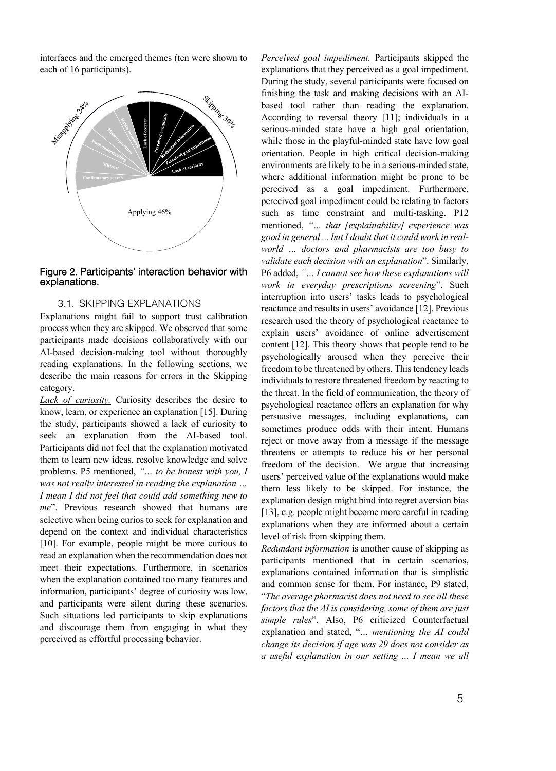interfaces and the emerged themes (ten were shown to each of 16 participants).

Figure 2. Participants' interaction behavior with explanations.

## 3.1. SKIPPING EXPLANATIONS

Explanations might fail to support trust calibration process when they are skipped. We observed that some participants made decisions collaboratively with our AI-based decision-making tool without thoroughly reading explanations. In the following sections, we describe the main reasons for errors in the Skipping category.

_Lack of curiosity._ Curiosity describes the desire to know, learn, or experience an explanation [15]. During the study, participants showed a lack of curiosity to seek an explanation from the AI-based tool. Participants did not feel that the explanation motivated them to learn new ideas, resolve knowledge and solve problems. P5 mentioned, *"… to be honest with you, I was not really interested in reading the explanation … I mean I did not feel that could add something new to me*". Previous research showed that humans are selective when being curios to seek for explanation and depend on the context and individual characteristics [10]. For example, people might be more curious to read an explanation when the recommendation does not meet their expectations. Furthermore, in scenarios when the explanation contained too many features and information, participants' degree of curiosity was low, and participants were silent during these scenarios. Such situations led participants to skip explanations and discourage them from engaging in what they perceived as effortful processing behavior.

_Perceived goal impediment._ Participants skipped the explanations that they perceived as a goal impediment. During the study, several participants were focused on finishing the task and making decisions with an AI-based tool rather than reading the explanation. According to reversal theory [11]; individuals in a serious-minded state have a high goal orientation, while those in the playful-minded state have low goal orientation. People in high critical decision-making environments are likely to be in a serious-minded state, where additional information might be prone to be perceived as a goal impediment. Furthermore, perceived goal impediment could be relating to factors such as time constraint and multi-tasking. P12 mentioned, *"… that [explainability] experience was good in general ... but I doubt that it could work in real-world … doctors and pharmacists are too busy to validate each decision with an explanation*". Similarly, P6 added, *"… I cannot see how these explanations will work in everyday prescriptions screening*". Such interruption into users' tasks leads to psychological reactance and results in users' avoidance [12]. Previous research used the theory of psychological reactance to explain users' avoidance of online advertisement content [12]. This theory shows that people tend to be psychologically aroused when they perceive their freedom to be threatened by others. This tendency leads individuals to restore threatened freedom by reacting to the threat. In the field of communication, the theory of psychological reactance offers an explanation for why persuasive messages, including explanations, can sometimes produce odds with their intent. Humans reject or move away from a message if the message threatens or attempts to reduce his or her personal freedom of the decision. We argue that increasing users' perceived value of the explanations would make them less likely to be skipped. For instance, the explanation design might bind into regret aversion bias [13], e.g. people might become more careful in reading explanations when they are informed about a certain level of risk from skipping them.

_Redundant information_ is another cause of skipping as participants mentioned that in certain scenarios, explanations contained information that is simplistic and common sense for them. For instance, P9 stated, "*The average pharmacist does not need to see all these factors that the AI is considering, some of them are just simple rules*". Also, P6 criticized Counterfactual explanation and stated, "*… mentioning the AI could change its decision if age was 29 does not consider as a useful explanation in our setting ... I mean we all*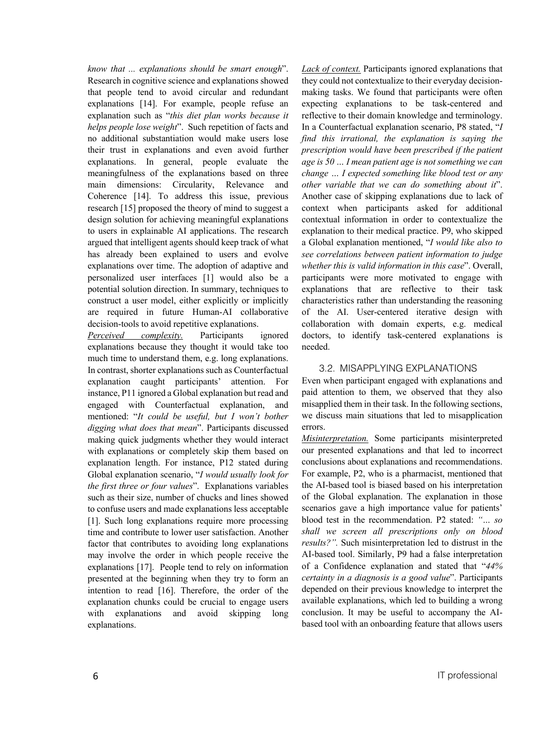*know that ... explanations should be smart enough*". Research in cognitive science and explanations showed that people tend to avoid circular and redundant explanations [14]. For example, people refuse an explanation such as "*this diet plan works because it helps people lose weight*". Such repetition of facts and no additional substantiation would make users lose their trust in explanations and even avoid further explanations. In general, people evaluate the meaningfulness of the explanations based on three main dimensions: Circularity, Relevance and Coherence [14]. To address this issue, previous research [15] proposed the theory of mind to suggest a design solution for achieving meaningful explanations to users in explainable AI applications. The research argued that intelligent agents should keep track of what has already been explained to users and evolve explanations over time. The adoption of adaptive and personalized user interfaces [1] would also be a potential solution direction. In summary, techniques to construct a user model, either explicitly or implicitly are required in future Human-AI collaborative decision-tools to avoid repetitive explanations.

*Perceived complexity.* Participants ignored explanations because they thought it would take too much time to understand them, e.g. long explanations. In contrast, shorter explanations such as Counterfactual explanation caught participants' attention. For instance, P11 ignored a Global explanation but read and engaged with Counterfactual explanation, and mentioned: "*It could be useful, but I won't bother digging what does that mean*". Participants discussed making quick judgments whether they would interact with explanations or completely skip them based on explanation length. For instance, P12 stated during Global explanation scenario, "*I would usually look for the first three or four values*". Explanations variables such as their size, number of chucks and lines showed to confuse users and made explanations less acceptable [1]. Such long explanations require more processing time and contribute to lower user satisfaction. Another factor that contributes to avoiding long explanations may involve the order in which people receive the explanations [17]. People tend to rely on information presented at the beginning when they try to form an intention to read [16]. Therefore, the order of the explanation chunks could be crucial to engage users with explanations and avoid skipping long explanations.

*Lack of context.* Participants ignored explanations that they could not contextualize to their everyday decision-making tasks. We found that participants were often expecting explanations to be task-centered and reflective to their domain knowledge and terminology. In a Counterfactual explanation scenario, P8 stated, "*I find this irrational, the explanation is saying the prescription would have been prescribed if the patient age is 50 ... I mean patient age is not something we can change ... I expected something like blood test or any other variable that we can do something about it*". Another case of skipping explanations due to lack of context when participants asked for additional contextual information in order to contextualize the explanation to their medical practice. P9, who skipped a Global explanation mentioned, "*I would like also to see correlations between patient information to judge whether this is valid information in this case*". Overall, participants were more motivated to engage with explanations that are reflective to their task characteristics rather than understanding the reasoning of the AI. User-centered iterative design with collaboration with domain experts, e.g. medical doctors, to identify task-centered explanations is needed.

### 3.2. MISAPPLYING EXPLANATIONS

Even when participant engaged with explanations and paid attention to them, we observed that they also misapplied them in their task. In the following sections, we discuss main situations that led to misapplication errors.

*Misinterpretation.* Some participants misinterpreted our presented explanations and that led to incorrect conclusions about explanations and recommendations. For example, P2, who is a pharmacist, mentioned that the AI-based tool is biased based on his interpretation of the Global explanation. The explanation in those scenarios gave a high importance value for patients' blood test in the recommendation. P2 stated: *"... so shall we screen all prescriptions only on blood results?".* Such misinterpretation led to distrust in the AI-based tool. Similarly, P9 had a false interpretation of a Confidence explanation and stated that "*44% certainty in a diagnosis is a good value*". Participants depended on their previous knowledge to interpret the available explanations, which led to building a wrong conclusion. It may be useful to accompany the AI-based tool with an onboarding feature that allows users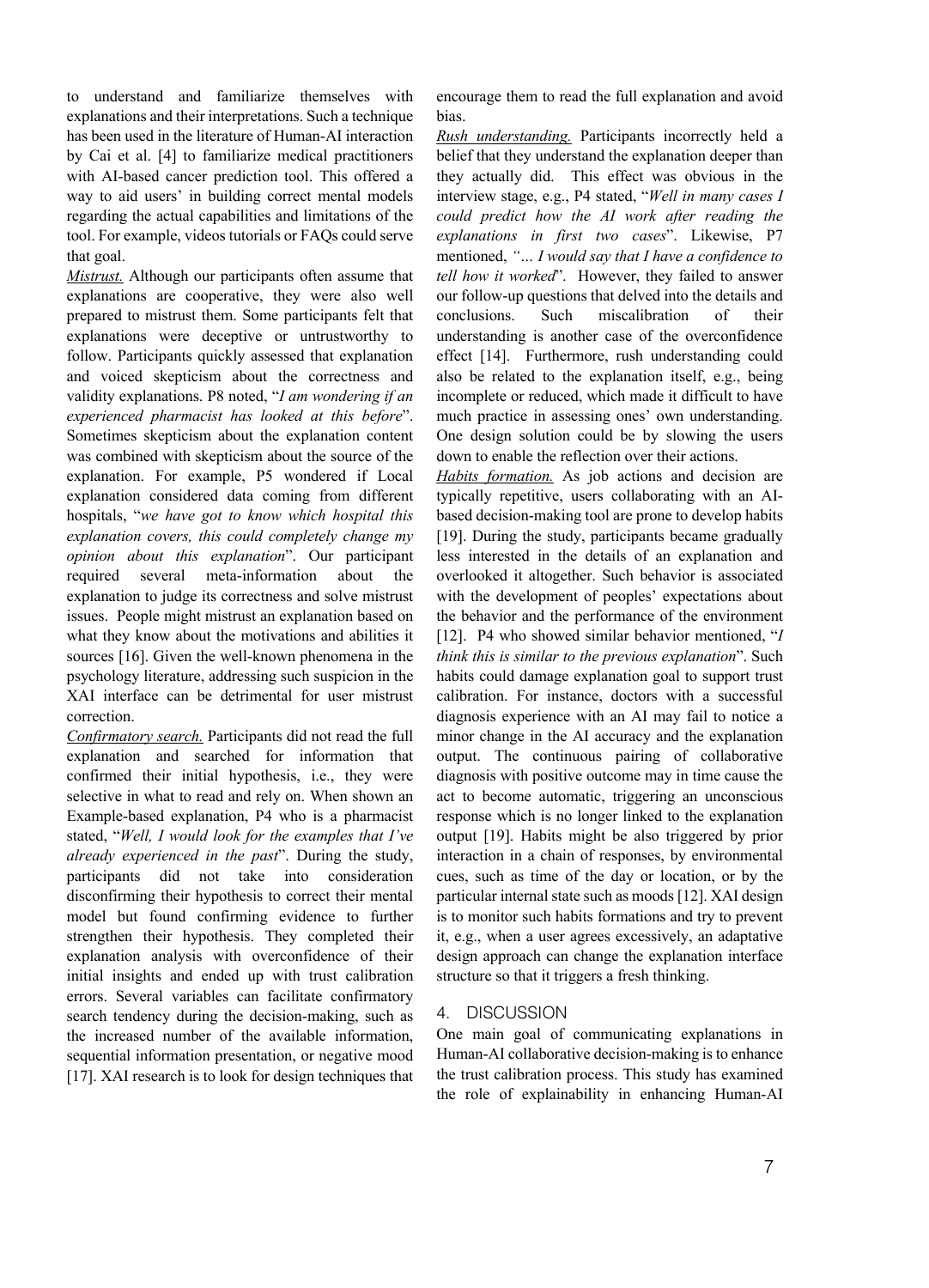to understand and familiarize themselves with explanations and their interpretations. Such a technique has been used in the literature of Human-AI interaction by Cai et al. [4] to familiarize medical practitioners with AI-based cancer prediction tool. This offered a way to aid users' in building correct mental models regarding the actual capabilities and limitations of the tool. For example, videos tutorials or FAQs could serve that goal.

*Mistrust.* Although our participants often assume that explanations are cooperative, they were also well prepared to mistrust them. Some participants felt that explanations were deceptive or untrustworthy to follow. Participants quickly assessed that explanation and voiced skepticism about the correctness and validity explanations. P8 noted, "*I am wondering if an experienced pharmacist has looked at this before*". Sometimes skepticism about the explanation content was combined with skepticism about the source of the explanation. For example, P5 wondered if Local explanation considered data coming from different hospitals, "*we have got to know which hospital this explanation covers, this could completely change my opinion about this explanation*". Our participant required several meta-information about the explanation to judge its correctness and solve mistrust issues. People might mistrust an explanation based on what they know about the motivations and abilities it sources [16]. Given the well-known phenomena in the psychology literature, addressing such suspicion in the XAI interface can be detrimental for user mistrust correction.

*Confirmatory search.* Participants did not read the full explanation and searched for information that confirmed their initial hypothesis, i.e., they were selective in what to read and rely on. When shown an Example-based explanation, P4 who is a pharmacist stated, "*Well, I would look for the examples that I've already experienced in the past*". During the study, participants did not take into consideration disconfirming their hypothesis to correct their mental model but found confirming evidence to further strengthen their hypothesis. They completed their explanation analysis with overconfidence of their initial insights and ended up with trust calibration errors. Several variables can facilitate confirmatory search tendency during the decision-making, such as the increased number of the available information, sequential information presentation, or negative mood [17]. XAI research is to look for design techniques that encourage them to read the full explanation and avoid bias.

*Rush understanding.* Participants incorrectly held a belief that they understand the explanation deeper than they actually did. This effect was obvious in the interview stage, e.g., P4 stated, "*Well in many cases I could predict how the AI work after reading the explanations in first two cases*". Likewise, P7 mentioned, *"… I would say that I have a confidence to tell how it worked*". However, they failed to answer our follow-up questions that delved into the details and conclusions. Such miscalibration of their understanding is another case of the overconfidence effect [14]. Furthermore, rush understanding could also be related to the explanation itself, e.g., being incomplete or reduced, which made it difficult to have much practice in assessing ones' own understanding. One design solution could be by slowing the users down to enable the reflection over their actions.

*Habits formation.* As job actions and decision are typically repetitive, users collaborating with an AI-based decision-making tool are prone to develop habits [19]. During the study, participants became gradually less interested in the details of an explanation and overlooked it altogether. Such behavior is associated with the development of peoples' expectations about the behavior and the performance of the environment [12]. P4 who showed similar behavior mentioned, "*I think this is similar to the previous explanation*". Such habits could damage explanation goal to support trust calibration. For instance, doctors with a successful diagnosis experience with an AI may fail to notice a minor change in the AI accuracy and the explanation output. The continuous pairing of collaborative diagnosis with positive outcome may in time cause the act to become automatic, triggering an unconscious response which is no longer linked to the explanation output [19]. Habits might be also triggered by prior interaction in a chain of responses, by environmental cues, such as time of the day or location, or by the particular internal state such as moods [12]. XAI design is to monitor such habits formations and try to prevent it, e.g., when a user agrees excessively, an adaptative design approach can change the explanation interface structure so that it triggers a fresh thinking.

## 4. DISCUSSION

One main goal of communicating explanations in Human-AI collaborative decision-making is to enhance the trust calibration process. This study has examined the role of explainability in enhancing Human-AI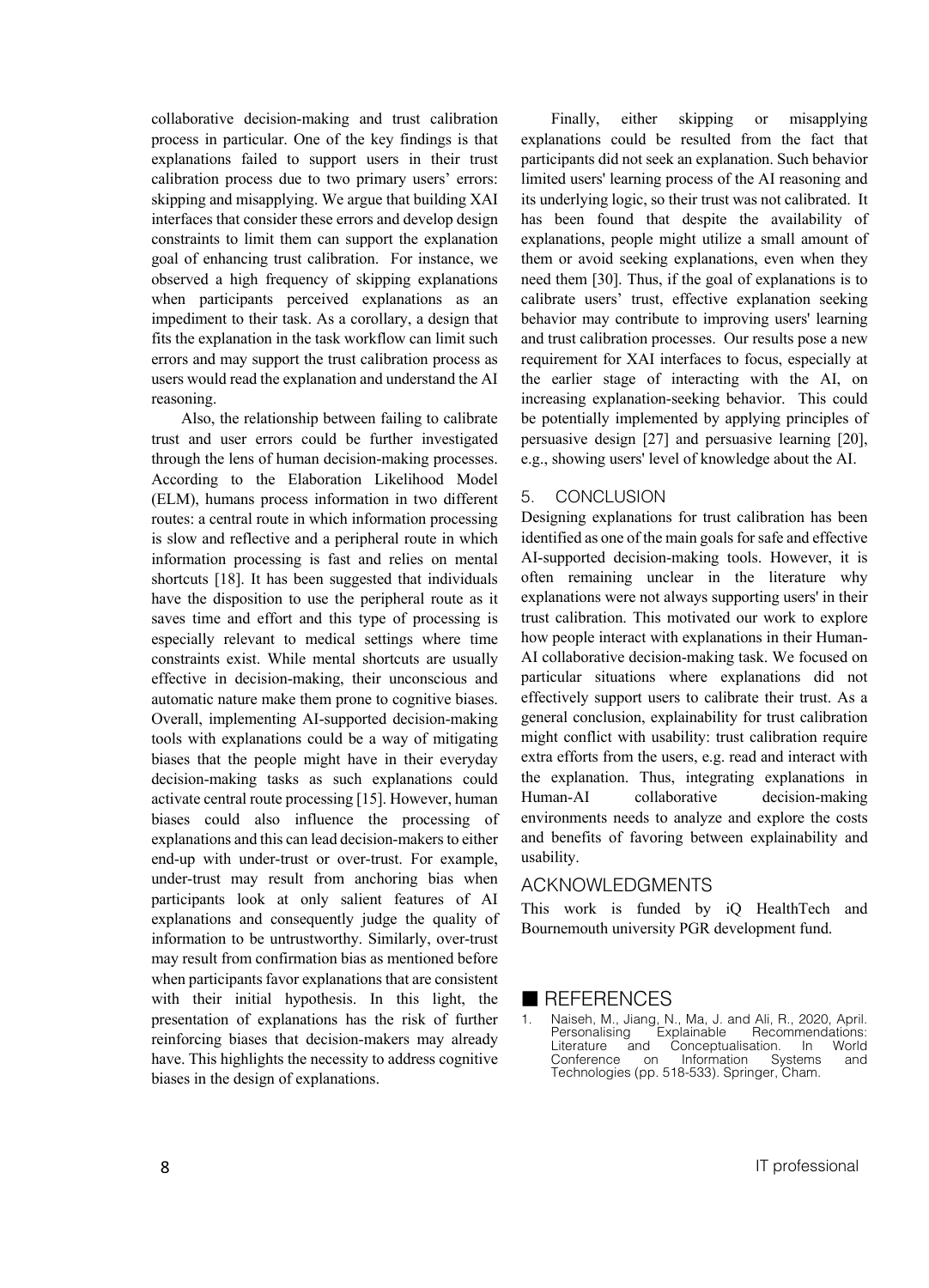collaborative decision-making and trust calibration process in particular. One of the key findings is that explanations failed to support users in their trust calibration process due to two primary users' errors: skipping and misapplying. We argue that building XAI interfaces that consider these errors and develop design constraints to limit them can support the explanation goal of enhancing trust calibration. For instance, we observed a high frequency of skipping explanations when participants perceived explanations as an impediment to their task. As a corollary, a design that fits the explanation in the task workflow can limit such errors and may support the trust calibration process as users would read the explanation and understand the AI reasoning.

Also, the relationship between failing to calibrate trust and user errors could be further investigated through the lens of human decision-making processes. According to the Elaboration Likelihood Model (ELM), humans process information in two different routes: a central route in which information processing is slow and reflective and a peripheral route in which information processing is fast and relies on mental shortcuts [18]. It has been suggested that individuals have the disposition to use the peripheral route as it saves time and effort and this type of processing is especially relevant to medical settings where time constraints exist. While mental shortcuts are usually effective in decision-making, their unconscious and automatic nature make them prone to cognitive biases. Overall, implementing AI-supported decision-making tools with explanations could be a way of mitigating biases that the people might have in their everyday decision-making tasks as such explanations could activate central route processing [15]. However, human biases could also influence the processing of explanations and this can lead decision-makers to either end-up with under-trust or over-trust. For example, under-trust may result from anchoring bias when participants look at only salient features of AI explanations and consequently judge the quality of information to be untrustworthy. Similarly, over-trust may result from confirmation bias as mentioned before when participants favor explanations that are consistent with their initial hypothesis. In this light, the presentation of explanations has the risk of further reinforcing biases that decision-makers may already have. This highlights the necessity to address cognitive biases in the design of explanations.

Finally, either skipping or misapplying explanations could be resulted from the fact that participants did not seek an explanation. Such behavior limited users' learning process of the AI reasoning and its underlying logic, so their trust was not calibrated. It has been found that despite the availability of explanations, people might utilize a small amount of them or avoid seeking explanations, even when they need them [30]. Thus, if the goal of explanations is to calibrate users' trust, effective explanation seeking behavior may contribute to improving users' learning and trust calibration processes. Our results pose a new requirement for XAI interfaces to focus, especially at the earlier stage of interacting with the AI, on increasing explanation-seeking behavior. This could be potentially implemented by applying principles of persuasive design [27] and persuasive learning [20], e.g., showing users' level of knowledge about the AI.

## 5. CONCLUSION

Designing explanations for trust calibration has been identified as one of the main goals for safe and effective AI-supported decision-making tools. However, it is often remaining unclear in the literature why explanations were not always supporting users' in their trust calibration. This motivated our work to explore how people interact with explanations in their Human-AI collaborative decision-making task. We focused on particular situations where explanations did not effectively support users to calibrate their trust. As a general conclusion, explainability for trust calibration might conflict with usability: trust calibration require extra efforts from the users, e.g. read and interact with the explanation. Thus, integrating explanations in Human-AI collaborative decision-making environments needs to analyze and explore the costs and benefits of favoring between explainability and usability.

## ACKNOWLEDGMENTS

This work is funded by iQ HealthTech and Bournemouth university PGR development fund.

## REFERENCES

1. Naiseh, M., Jiang, N., Ma, J. and Ali, R., 2020, April. Personalising Explainable Recommendations: Literature and Conceptualisation. In World Conference on Information Systems and Technologies (pp. 518-533). Springer, Cham.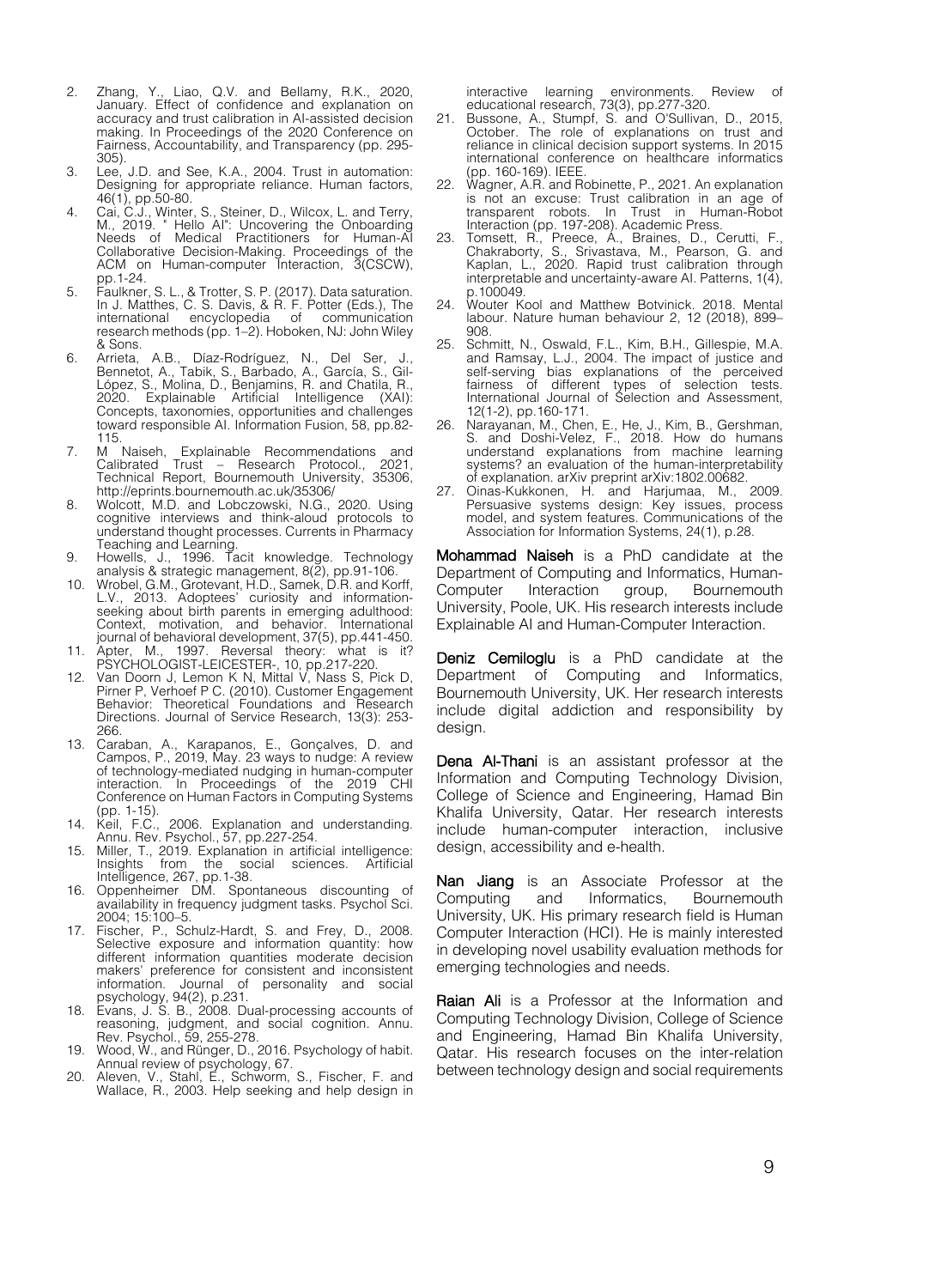2. Zhang, Y., Liao, Q.V. and Bellamy, R.K., 2020, January. Effect of confidence and explanation on accuracy and trust calibration in AI-assisted decision making. In Proceedings of the 2020 Conference on Fairness, Accountability, and Transparency (pp. 295-305).
3. Lee, J.D. and See, K.A., 2004. Trust in automation: Designing for appropriate reliance. Human factors, 46(1), pp.50-80.
4. Cai, C.J., Winter, S., Steiner, D., Wilcox, L. and Terry, M., 2019. " Hello AI": Uncovering the Onboarding Needs of Medical Practitioners for Human-AI Collaborative Decision-Making. Proceedings of the ACM on Human-computer Interaction, 3(CSCW), pp.1-24.
5. Faulkner, S. L., & Trotter, S. P. (2017). Data saturation. In J. Matthes, C. S. Davis, & R. F. Potter (Eds.), The international encyclopedia of communication research methods (pp. 1–2). Hoboken, NJ: John Wiley & Sons.
6. Arrieta, A.B., Díaz-Rodríguez, N., Del Ser, J., Bennetot, A., Tabik, S., Barbado, A., García, S., Gil-López, S., Molina, D., Benjamins, R. and Chatila, R., 2020. Explainable Artificial Intelligence (XAI): Concepts, taxonomies, opportunities and challenges toward responsible AI. Information Fusion, 58, pp.82-115.
7. M Naiseh, Explainable Recommendations and Calibrated Trust – Research Protocol., 2021, Technical Report, Bournemouth University, 35306, http://eprints.bournemouth.ac.uk/35306/
8. Wolcott, M.D. and Lobczowski, N.G., 2020. Using cognitive interviews and think-aloud protocols to understand thought processes. Currents in Pharmacy Teaching and Learning.
9. Howells, J., 1996. Tacit knowledge. Technology analysis & strategic management, 8(2), pp.91-106.
10. Wrobel, G.M., Grotevant, H.D., Samek, D.R. and Korff, L.V., 2013. Adoptees' curiosity and information-seeking about birth parents in emerging adulthood: Context, motivation, and behavior. International journal of behavioral development, 37(5), pp.441-450.
11. Apter, M., 1997. Reversal theory: what is it? PSYCHOLOGIST-LEICESTER-, 10, pp.217-220.
12. Van Doorn J, Lemon K N, Mittal V, Nass S, Pick D, Pirner P, Verhoef P C. (2010). Customer Engagement Behavior: Theoretical Foundations and Research Directions. Journal of Service Research, 13(3): 253-266.
13. Caraban, A., Karapanos, E., Gonçalves, D. and Campos, P., 2019, May. 23 ways to nudge: A review of technology-mediated nudging in human-computer interaction. In Proceedings of the 2019 CHI Conference on Human Factors in Computing Systems (pp. 1-15).
14. Keil, F.C., 2006. Explanation and understanding. Annu. Rev. Psychol., 57, pp.227-254.
15. Miller, T., 2019. Explanation in artificial intelligence: Insights from the social sciences. Artificial Intelligence, 267, pp.1-38.
16. Oppenheimer DM. Spontaneous discounting of availability in frequency judgment tasks. Psychol Sci. 2004; 15:100–5.
17. Fischer, P., Schulz-Hardt, S. and Frey, D., 2008. Selective exposure and information quantity: how different information quantities moderate decision makers' preference for consistent and inconsistent information. Journal of personality and social psychology, 94(2), p.231.
18. Evans, J. S. B., 2008. Dual-processing accounts of reasoning, judgment, and social cognition. Annu. Rev. Psychol., 59, 255-278.
19. Wood, W., and Rünger, D., 2016. Psychology of habit. Annual review of psychology, 67.
20. Aleven, V., Stahl, E., Schworm, S., Fischer, F. and Wallace, R., 2003. Help seeking and help design in interactive learning environments. Review of educational research, 73(3), pp.277-320.
21. Bussone, A., Stumpf, S. and O'Sullivan, D., 2015, October. The role of explanations on trust and reliance in clinical decision support systems. In 2015 international conference on healthcare informatics (pp. 160-169). IEEE.
22. Wagner, A.R. and Robinette, P., 2021. An explanation is not an excuse: Trust calibration in an age of transparent robots. In Trust in Human-Robot Interaction (pp. 197-208). Academic Press.
23. Tomsett, R., Preece, A., Braines, D., Cerutti, F., Chakraborty, S., Srivastava, M., Pearson, G. and Kaplan, L., 2020. Rapid trust calibration through interpretable and uncertainty-aware AI. Patterns, 1(4), p.100049.
24. Wouter Kool and Matthew Botvinick. 2018. Mental labour. Nature human behaviour 2, 12 (2018), 899–908.
25. Schmitt, N., Oswald, F.L., Kim, B.H., Gillespie, M.A. and Ramsay, L.J., 2004. The impact of justice and self-serving bias explanations of the perceived fairness of different types of selection tests. International Journal of Selection and Assessment, 12(1-2), pp.160-171.
26. Narayanan, M., Chen, E., He, J., Kim, B., Gershman, S. and Doshi-Velez, F., 2018. How do humans understand explanations from machine learning systems? an evaluation of the human-interpretability of explanation. arXiv preprint arXiv:1802.00682.
27. Oinas-Kukkonen, H. and Harjumaa, M., 2009. Persuasive systems design: Key issues, process model, and system features. Communications of the Association for Information Systems, 24(1), p.28.

**Mohammad Naiseh** is a PhD candidate at the Department of Computing and Informatics, Human-Computer Interaction group, Bournemouth University, Poole, UK. His research interests include Explainable AI and Human-Computer Interaction.

**Deniz Cemiloglu** is a PhD candidate at the Department of Computing and Informatics, Bournemouth University, UK. Her research interests include digital addiction and responsibility by design.

**Dena Al-Thani** is an assistant professor at the Information and Computing Technology Division, College of Science and Engineering, Hamad Bin Khalifa University, Qatar. Her research interests include human-computer interaction, inclusive design, accessibility and e-health.

**Nan Jiang** is an Associate Professor at the Computing and Informatics, Bournemouth University, UK. His primary research field is Human Computer Interaction (HCI). He is mainly interested in developing novel usability evaluation methods for emerging technologies and needs.

**Raian Ali** is a Professor at the Information and Computing Technology Division, College of Science and Engineering, Hamad Bin Khalifa University, Qatar. His research focuses on the inter-relation between technology design and social requirements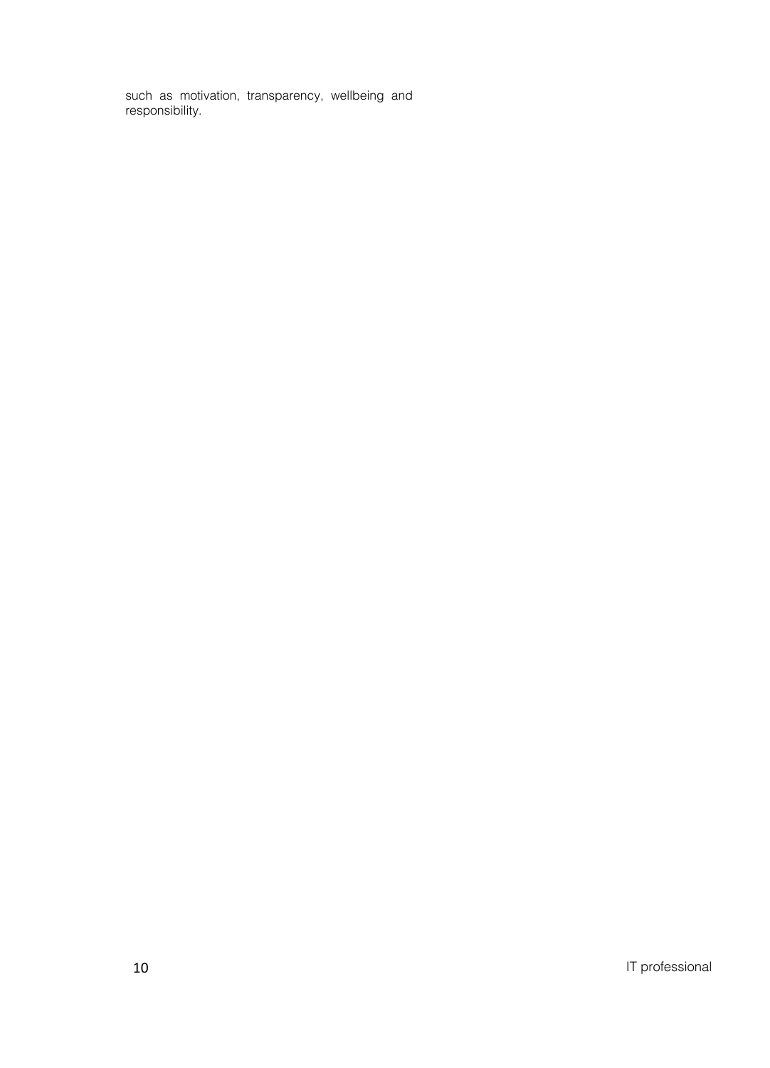such as motivation, transparency, wellbeing and responsibility.